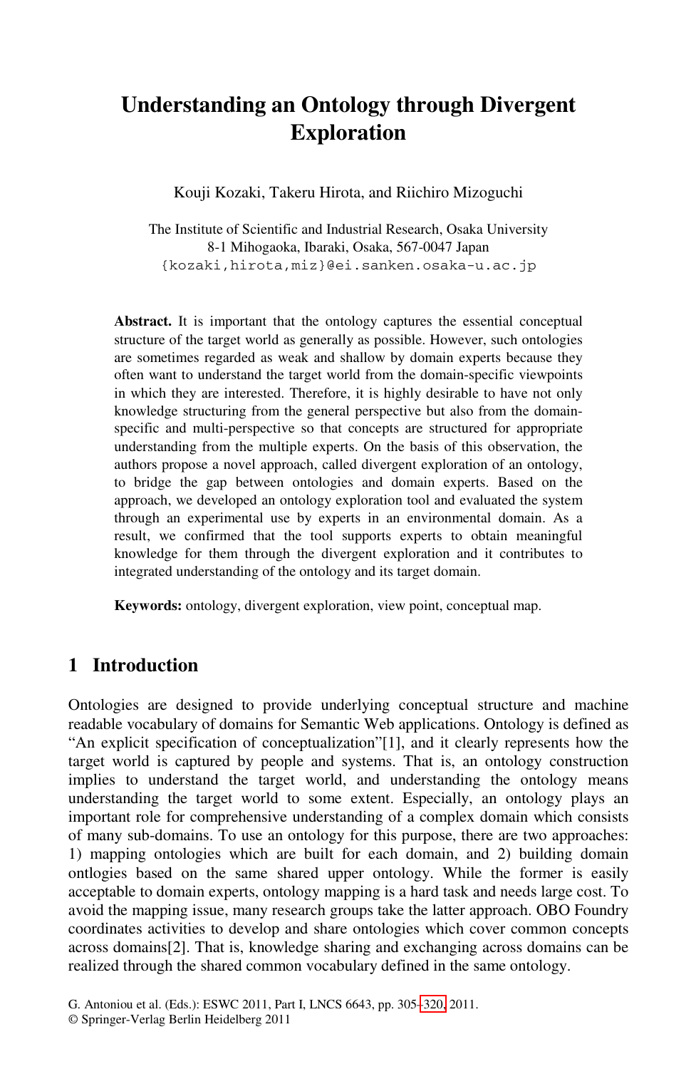# Understanding an Ontology through Divergent Exploration

Kouji Kozaki, Takeru Hirota, and Riichiro Mizoguchi

The Institute of Scientific and Industrial Research, Osaka University
8-1 Mihogaoka, Ibaraki, Osaka, 567-0047 Japan
{kozaki,hirota,miz}@ei.sanken.osaka-u.ac.jp

**Abstract.** It is important that the ontology captures the essential conceptual structure of the target world as generally as possible. However, such ontologies are sometimes regarded as weak and shallow by domain experts because they often want to understand the target world from the domain-specific viewpoints in which they are interested. Therefore, it is highly desirable to have not only knowledge structuring from the general perspective but also from the domain-specific and multi-perspective so that concepts are structured for appropriate understanding from the multiple experts. On the basis of this observation, the authors propose a novel approach, called divergent exploration of an ontology, to bridge the gap between ontologies and domain experts. Based on the approach, we developed an ontology exploration tool and evaluated the system through an experimental use by experts in an environmental domain. As a result, we confirmed that the tool supports experts to obtain meaningful knowledge for them through the divergent exploration and it contributes to integrated understanding of the ontology and its target domain.

**Keywords:** ontology, divergent exploration, view point, conceptual map.

## 1 Introduction

Ontologies are designed to provide underlying conceptual structure and machine readable vocabulary of domains for Semantic Web applications. Ontology is defined as "An explicit specification of conceptualization"[1], and it clearly represents how the target world is captured by people and systems. That is, an ontology construction implies to understand the target world, and understanding the ontology means understanding the target world to some extent. Especially, an ontology plays an important role for comprehensive understanding of a complex domain which consists of many sub-domains. To use an ontology for this purpose, there are two approaches: 1) mapping ontologies which are built for each domain, and 2) building domain ontlogies based on the same shared upper ontology. While the former is easily acceptable to domain experts, ontology mapping is a hard task and needs large cost. To avoid the mapping issue, many research groups take the latter approach. OBO Foundry coordinates activities to develop and share ontologies which cover common concepts across domains[2]. That is, knowledge sharing and exchanging across domains can be realized through the shared common vocabulary defined in the same ontology.

G. Antoniou et al. (Eds.): ESWC 2011, Part I, LNCS 6643, pp. 305–320, 2011.
© Springer-Verlag Berlin Heidelberg 2011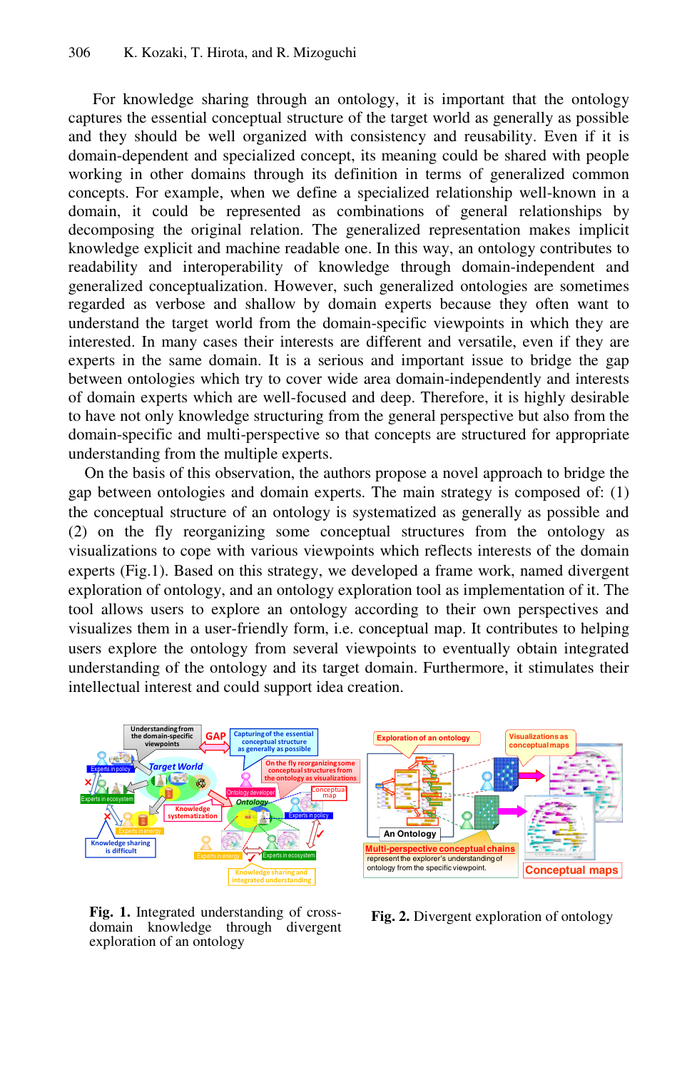For knowledge sharing through an ontology, it is important that the ontology captures the essential conceptual structure of the target world as generally as possible and they should be well organized with consistency and reusability. Even if it is domain-dependent and specialized concept, its meaning could be shared with people working in other domains through its definition in terms of generalized common concepts. For example, when we define a specialized relationship well-known in a domain, it could be represented as combinations of general relationships by decomposing the original relation. The generalized representation makes implicit knowledge explicit and machine readable one. In this way, an ontology contributes to readability and interoperability of knowledge through domain-independent and generalized conceptualization. However, such generalized ontologies are sometimes regarded as verbose and shallow by domain experts because they often want to understand the target world from the domain-specific viewpoints in which they are interested. In many cases their interests are different and versatile, even if they are experts in the same domain. It is a serious and important issue to bridge the gap between ontologies which try to cover wide area domain-independently and interests of domain experts which are well-focused and deep. Therefore, it is highly desirable to have not only knowledge structuring from the general perspective but also from the domain-specific and multi-perspective so that concepts are structured for appropriate understanding from the multiple experts.

On the basis of this observation, the authors propose a novel approach to bridge the gap between ontologies and domain experts. The main strategy is composed of: (1) the conceptual structure of an ontology is systematized as generally as possible and (2) on the fly reorganizing some conceptual structures from the ontology as visualizations to cope with various viewpoints which reflects interests of the domain experts (Fig.1). Based on this strategy, we developed a frame work, named divergent exploration of ontology, and an ontology exploration tool as implementation of it. The tool allows users to explore an ontology according to their own perspectives and visualizes them in a user-friendly form, i.e. conceptual map. It contributes to helping users explore the ontology from several viewpoints to eventually obtain integrated understanding of the ontology and its target domain. Furthermore, it stimulates their intellectual interest and could support idea creation.

**Fig. 1.** Integrated understanding of cross-domain knowledge through divergent exploration of an ontology

**Fig. 2.** Divergent exploration of ontology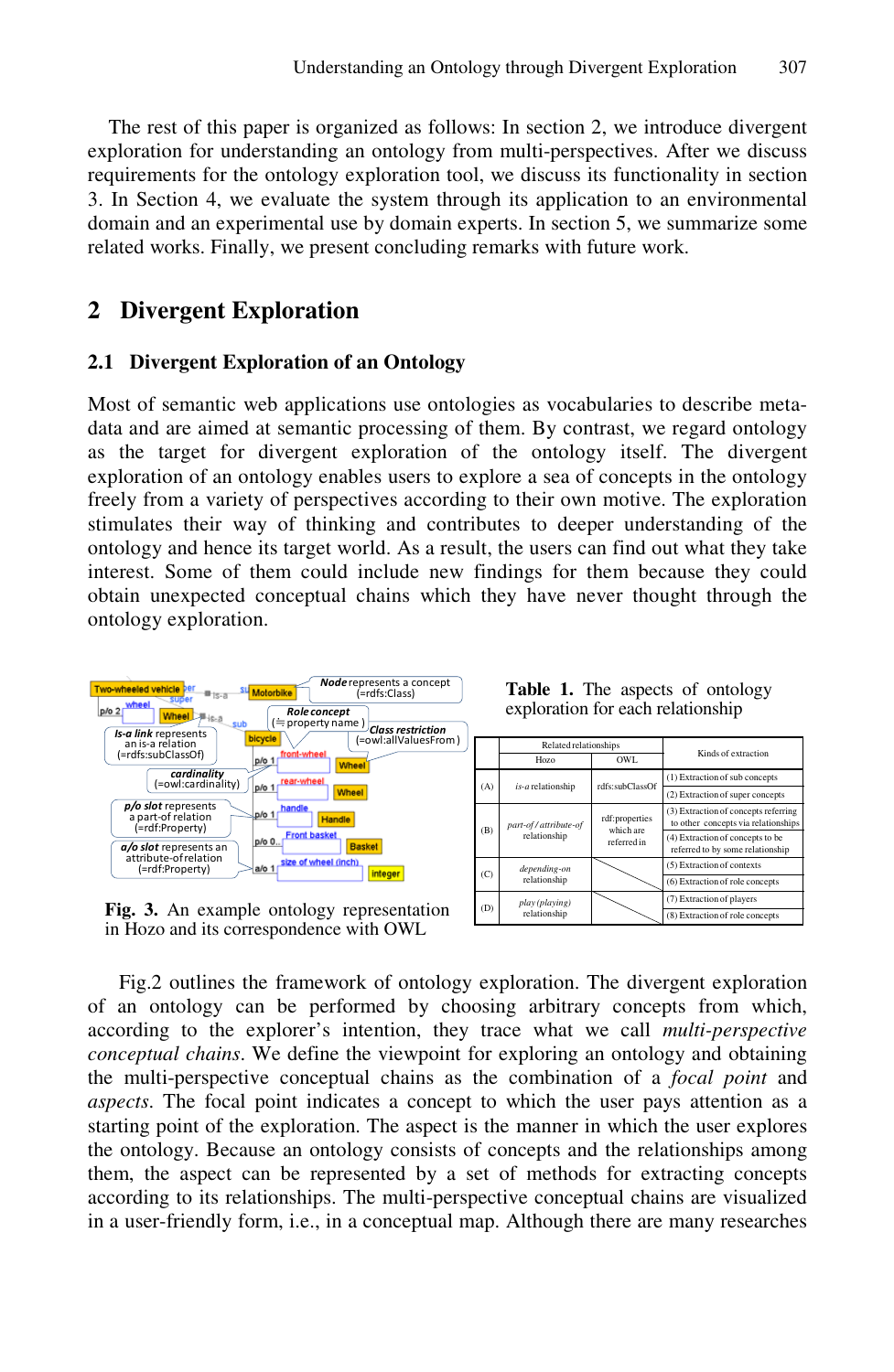The rest of this paper is organized as follows: In section 2, we introduce divergent exploration for understanding an ontology from multi-perspectives. After we discuss requirements for the ontology exploration tool, we discuss its functionality in section 3. In Section 4, we evaluate the system through its application to an environmental domain and an experimental use by domain experts. In section 5, we summarize some related works. Finally, we present concluding remarks with future work.

## 2 Divergent Exploration

### 2.1 Divergent Exploration of an Ontology

Most of semantic web applications use ontologies as vocabularies to describe metadata and are aimed at semantic processing of them. By contrast, we regard ontology as the target for divergent exploration of the ontology itself. The divergent exploration of an ontology enables users to explore a sea of concepts in the ontology freely from a variety of perspectives according to their own motive. The exploration stimulates their way of thinking and contributes to deeper understanding of the ontology and hence its target world. As a result, the users can find out what they take interest. Some of them could include new findings for them because they could obtain unexpected conceptual chains which they have never thought through the ontology exploration.

**Fig. 3.** An example ontology representation in Hozo and its correspondence with OWL

**Table 1.** The aspects of ontology exploration for each relationship

| | Related relationships | | Kinds of extraction |
|---|---|---|---|
| | Hozo | OWL | |
| (A) | *is-a* relationship | rdfs:subClassOf | (1) Extraction of sub concepts |
| | | | (2) Extraction of super concepts |
| (B) | *part-of / attribute-of* relationship | rdf:properties which are referred in | (3) Extraction of concepts referring to other concepts via relationships |
| | | | (4) Extraction of concepts to be referred to by some relationship |
| (C) | *depending-on* relationship | | (5) Extraction of contexts |
| | | | (6) Extraction of role concepts |
| (D) | *play (playing)* relationship | | (7) Extraction of players |
| | | | (8) Extraction of role concepts |

Fig.2 outlines the framework of ontology exploration. The divergent exploration of an ontology can be performed by choosing arbitrary concepts from which, according to the explorer's intention, they trace what we call *multi-perspective conceptual chains*. We define the viewpoint for exploring an ontology and obtaining the multi-perspective conceptual chains as the combination of a *focal point* and *aspects*. The focal point indicates a concept to which the user pays attention as a starting point of the exploration. The aspect is the manner in which the user explores the ontology. Because an ontology consists of concepts and the relationships among them, the aspect can be represented by a set of methods for extracting concepts according to its relationships. The multi-perspective conceptual chains are visualized in a user-friendly form, i.e., in a conceptual map. Although there are many researches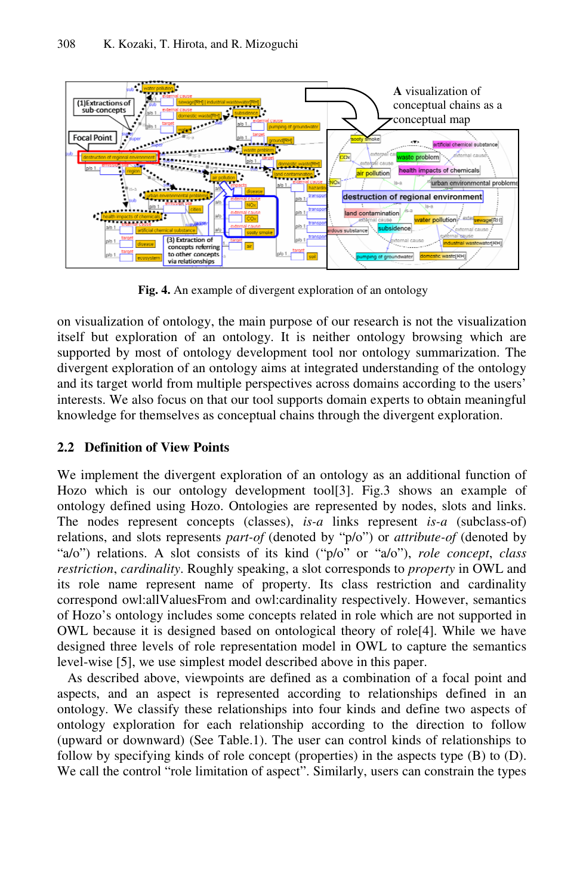**Fig. 4.** An example of divergent exploration of an ontology

on visualization of ontology, the main purpose of our research is not the visualization itself but exploration of an ontology. It is neither ontology browsing which are supported by most of ontology development tool nor ontology summarization. The divergent exploration of an ontology aims at integrated understanding of the ontology and its target world from multiple perspectives across domains according to the users' interests. We also focus on that our tool supports domain experts to obtain meaningful knowledge for themselves as conceptual chains through the divergent exploration.

## 2.2 Definition of View Points

We implement the divergent exploration of an ontology as an additional function of Hozo which is our ontology development tool[3]. Fig.3 shows an example of ontology defined using Hozo. Ontologies are represented by nodes, slots and links. The nodes represent concepts (classes), *is-a* links represent *is-a* (subclass-of) relations, and slots represents *part-of* (denoted by "p/o") or *attribute-of* (denoted by "a/o") relations. A slot consists of its kind ("p/o" or "a/o"), *role concept*, *class restriction*, *cardinality*. Roughly speaking, a slot corresponds to *property* in OWL and its role name represent name of property. Its class restriction and cardinality correspond owl:allValuesFrom and owl:cardinality respectively. However, semantics of Hozo's ontology includes some concepts related in role which are not supported in OWL because it is designed based on ontological theory of role[4]. While we have designed three levels of role representation model in OWL to capture the semantics level-wise [5], we use simplest model described above in this paper.

As described above, viewpoints are defined as a combination of a focal point and aspects, and an aspect is represented according to relationships defined in an ontology. We classify these relationships into four kinds and define two aspects of ontology exploration for each relationship according to the direction to follow (upward or downward) (See Table.1). The user can control kinds of relationships to follow by specifying kinds of role concept (properties) in the aspects type (B) to (D). We call the control "role limitation of aspect". Similarly, users can constrain the types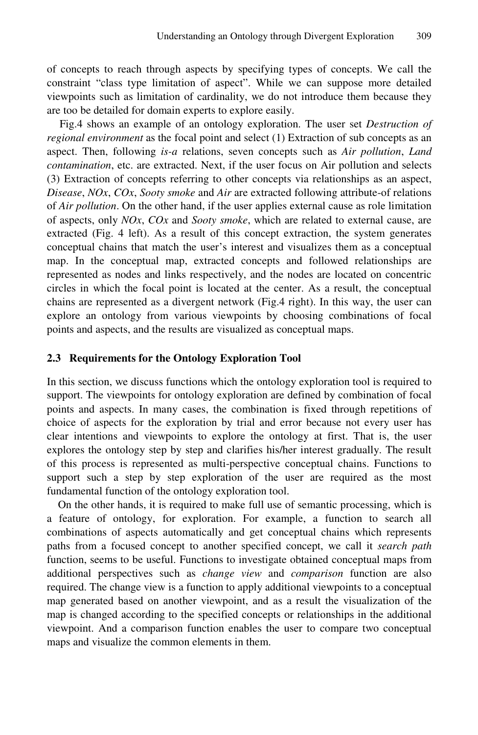of concepts to reach through aspects by specifying types of concepts. We call the constraint "class type limitation of aspect". While we can suppose more detailed viewpoints such as limitation of cardinality, we do not introduce them because they are too be detailed for domain experts to explore easily.

Fig.4 shows an example of an ontology exploration. The user set *Destruction of regional environment* as the focal point and select (1) Extraction of sub concepts as an aspect. Then, following *is-a* relations, seven concepts such as *Air pollution*, *Land contamination*, etc. are extracted. Next, if the user focus on Air pollution and selects (3) Extraction of concepts referring to other concepts via relationships as an aspect, *Disease*, *NOx*, *COx*, *Sooty smoke* and *Air* are extracted following attribute-of relations of *Air pollution*. On the other hand, if the user applies external cause as role limitation of aspects, only *NOx*, *COx* and *Sooty smoke*, which are related to external cause, are extracted (Fig. 4 left). As a result of this concept extraction, the system generates conceptual chains that match the user's interest and visualizes them as a conceptual map. In the conceptual map, extracted concepts and followed relationships are represented as nodes and links respectively, and the nodes are located on concentric circles in which the focal point is located at the center. As a result, the conceptual chains are represented as a divergent network (Fig.4 right). In this way, the user can explore an ontology from various viewpoints by choosing combinations of focal points and aspects, and the results are visualized as conceptual maps.

### 2.3 Requirements for the Ontology Exploration Tool

In this section, we discuss functions which the ontology exploration tool is required to support. The viewpoints for ontology exploration are defined by combination of focal points and aspects. In many cases, the combination is fixed through repetitions of choice of aspects for the exploration by trial and error because not every user has clear intentions and viewpoints to explore the ontology at first. That is, the user explores the ontology step by step and clarifies his/her interest gradually. The result of this process is represented as multi-perspective conceptual chains. Functions to support such a step by step exploration of the user are required as the most fundamental function of the ontology exploration tool.

On the other hands, it is required to make full use of semantic processing, which is a feature of ontology, for exploration. For example, a function to search all combinations of aspects automatically and get conceptual chains which represents paths from a focused concept to another specified concept, we call it *search path* function, seems to be useful. Functions to investigate obtained conceptual maps from additional perspectives such as *change view* and *comparison* function are also required. The change view is a function to apply additional viewpoints to a conceptual map generated based on another viewpoint, and as a result the visualization of the map is changed according to the specified concepts or relationships in the additional viewpoint. And a comparison function enables the user to compare two conceptual maps and visualize the common elements in them.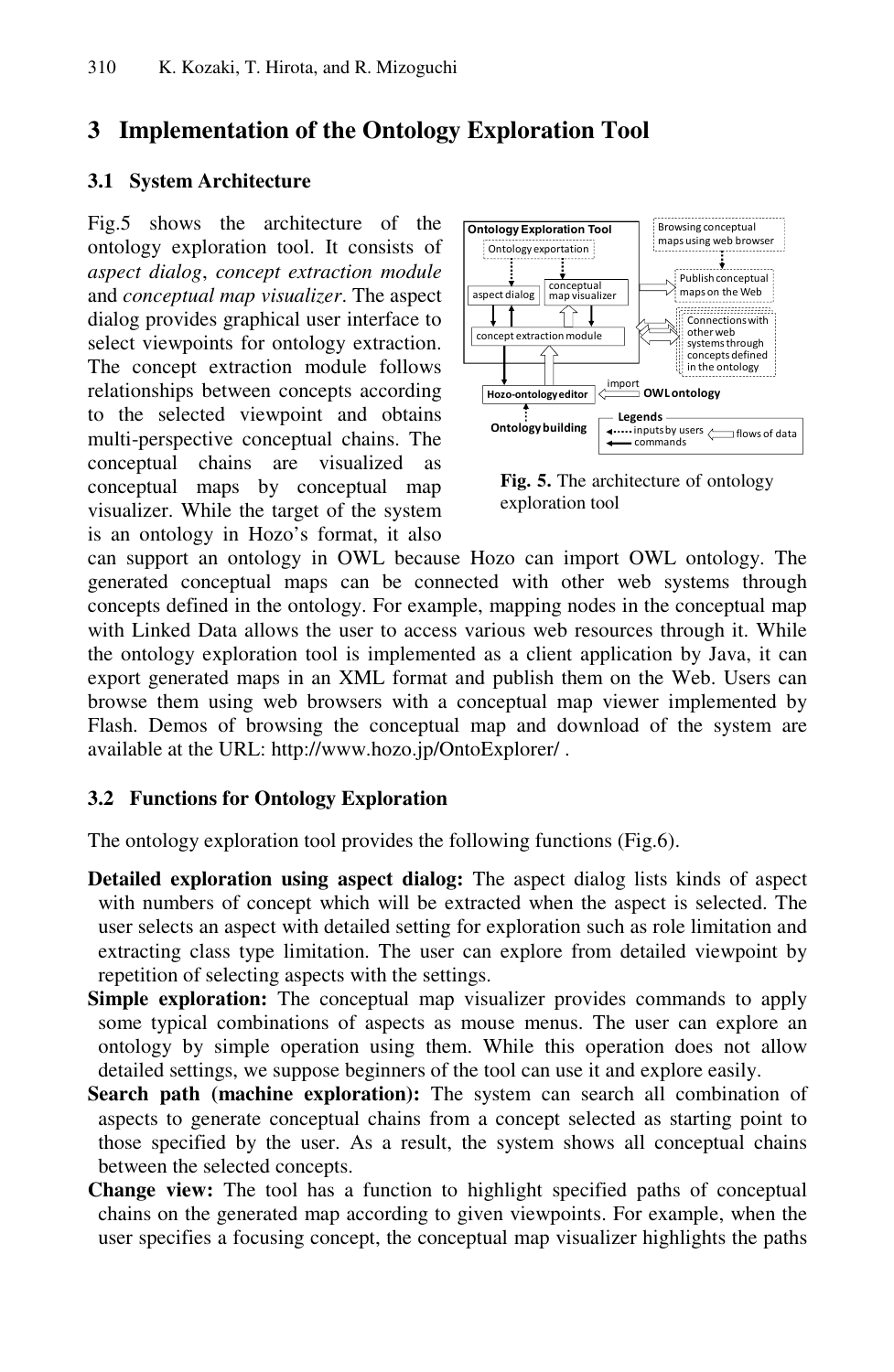## 3 Implementation of the Ontology Exploration Tool

### 3.1 System Architecture

Fig.5 shows the architecture of the ontology exploration tool. It consists of *aspect dialog*, *concept extraction module* and *conceptual map visualizer*. The aspect dialog provides graphical user interface to select viewpoints for ontology extraction. The concept extraction module follows relationships between concepts according to the selected viewpoint and obtains multi-perspective conceptual chains. The conceptual chains are visualized as conceptual maps by conceptual map visualizer. While the target of the system is an ontology in Hozo's format, it also can support an ontology in OWL because Hozo can import OWL ontology. The generated conceptual maps can be connected with other web systems through concepts defined in the ontology. For example, mapping nodes in the conceptual map with Linked Data allows the user to access various web resources through it. While the ontology exploration tool is implemented as a client application by Java, it can export generated maps in an XML format and publish them on the Web. Users can browse them using web browsers with a conceptual map viewer implemented by Flash. Demos of browsing the conceptual map and download of the system are available at the URL: http://www.hozo.jp/OntoExplorer/ .

Ontology Exploration Tool
Ontology exportation
aspect dialog
conceptual map visualizer
concept extraction module
Browsing conceptual maps using web browser
Publish conceptual maps on the Web
Connections with other web systems through concepts defined in the ontology
Hozo-ontology editor
import
OWL ontology
Ontology building
Legends
inputs by users
commands
flows of data

**Fig. 5.** The architecture of ontology exploration tool

### 3.2 Functions for Ontology Exploration

The ontology exploration tool provides the following functions (Fig.6).

**Detailed exploration using aspect dialog:** The aspect dialog lists kinds of aspect with numbers of concept which will be extracted when the aspect is selected. The user selects an aspect with detailed setting for exploration such as role limitation and extracting class type limitation. The user can explore from detailed viewpoint by repetition of selecting aspects with the settings.

**Simple exploration:** The conceptual map visualizer provides commands to apply some typical combinations of aspects as mouse menus. The user can explore an ontology by simple operation using them. While this operation does not allow detailed settings, we suppose beginners of the tool can use it and explore easily.

**Search path (machine exploration):** The system can search all combination of aspects to generate conceptual chains from a concept selected as starting point to those specified by the user. As a result, the system shows all conceptual chains between the selected concepts.

**Change view:** The tool has a function to highlight specified paths of conceptual chains on the generated map according to given viewpoints. For example, when the user specifies a focusing concept, the conceptual map visualizer highlights the paths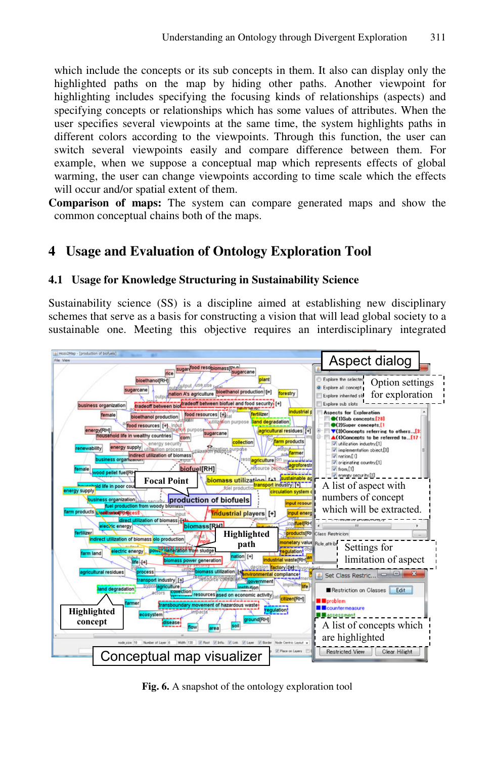which include the concepts or its sub concepts in them. It also can display only the highlighted paths on the map by hiding other paths. Another viewpoint for highlighting includes specifying the focusing kinds of relationships (aspects) and specifying concepts or relationships which has some values of attributes. When the user specifies several viewpoints at the same time, the system highlights paths in different colors according to the viewpoints. Through this function, the user can switch several viewpoints easily and compare difference between them. For example, when we suppose a conceptual map which represents effects of global warming, the user can change viewpoints according to time scale which the effects will occur and/or spatial extent of them.

**Comparison of maps:** The system can compare generated maps and show the common conceptual chains both of the maps.

# 4 Usage and Evaluation of Ontology Exploration Tool

## 4.1 Usage for Knowledge Structuring in Sustainability Science

Sustainability science (SS) is a discipline aimed at establishing new disciplinary schemes that serve as a basis for constructing a vision that will lead global society to a sustainable one. Meeting this objective requires an interdisciplinary integrated

**Fig. 6.** A snapshot of the ontology exploration tool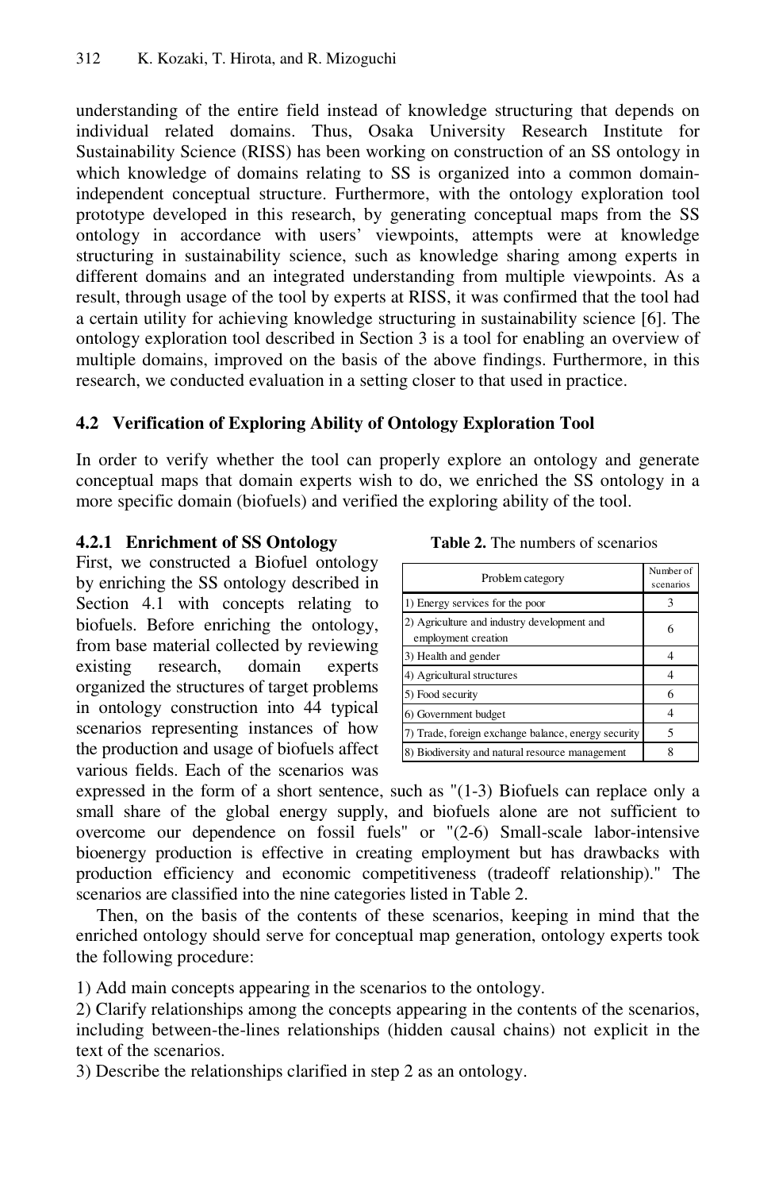understanding of the entire field instead of knowledge structuring that depends on individual related domains. Thus, Osaka University Research Institute for Sustainability Science (RISS) has been working on construction of an SS ontology in which knowledge of domains relating to SS is organized into a common domain-independent conceptual structure. Furthermore, with the ontology exploration tool prototype developed in this research, by generating conceptual maps from the SS ontology in accordance with users' viewpoints, attempts were at knowledge structuring in sustainability science, such as knowledge sharing among experts in different domains and an integrated understanding from multiple viewpoints. As a result, through usage of the tool by experts at RISS, it was confirmed that the tool had a certain utility for achieving knowledge structuring in sustainability science [6]. The ontology exploration tool described in Section 3 is a tool for enabling an overview of multiple domains, improved on the basis of the above findings. Furthermore, in this research, we conducted evaluation in a setting closer to that used in practice.

### 4.2 Verification of Exploring Ability of Ontology Exploration Tool

In order to verify whether the tool can properly explore an ontology and generate conceptual maps that domain experts wish to do, we enriched the SS ontology in a more specific domain (biofuels) and verified the exploring ability of the tool.

#### 4.2.1 Enrichment of SS Ontology

First, we constructed a Biofuel ontology by enriching the SS ontology described in Section 4.1 with concepts relating to biofuels. Before enriching the ontology, from base material collected by reviewing existing research, domain experts organized the structures of target problems in ontology construction into 44 typical scenarios representing instances of how the production and usage of biofuels affect various fields. Each of the scenarios was expressed in the form of a short sentence, such as "(1-3) Biofuels can replace only a small share of the global energy supply, and biofuels alone are not sufficient to overcome our dependence on fossil fuels" or "(2-6) Small-scale labor-intensive bioenergy production is effective in creating employment but has drawbacks with production efficiency and economic competitiveness (tradeoff relationship)." The scenarios are classified into the nine categories listed in Table 2.

**Table 2.** The numbers of scenarios

| Problem category | Number of scenarios |
|---|---|
| 1) Energy services for the poor | 3 |
| 2) Agriculture and industry development and employment creation | 6 |
| 3) Health and gender | 4 |
| 4) Agricultural structures | 4 |
| 5) Food security | 6 |
| 6) Government budget | 4 |
| 7) Trade, foreign exchange balance, energy security | 5 |
| 8) Biodiversity and natural resource management | 8 |

Then, on the basis of the contents of these scenarios, keeping in mind that the enriched ontology should serve for conceptual map generation, ontology experts took the following procedure:

1) Add main concepts appearing in the scenarios to the ontology.
2) Clarify relationships among the concepts appearing in the contents of the scenarios, including between-the-lines relationships (hidden causal chains) not explicit in the text of the scenarios.
3) Describe the relationships clarified in step 2 as an ontology.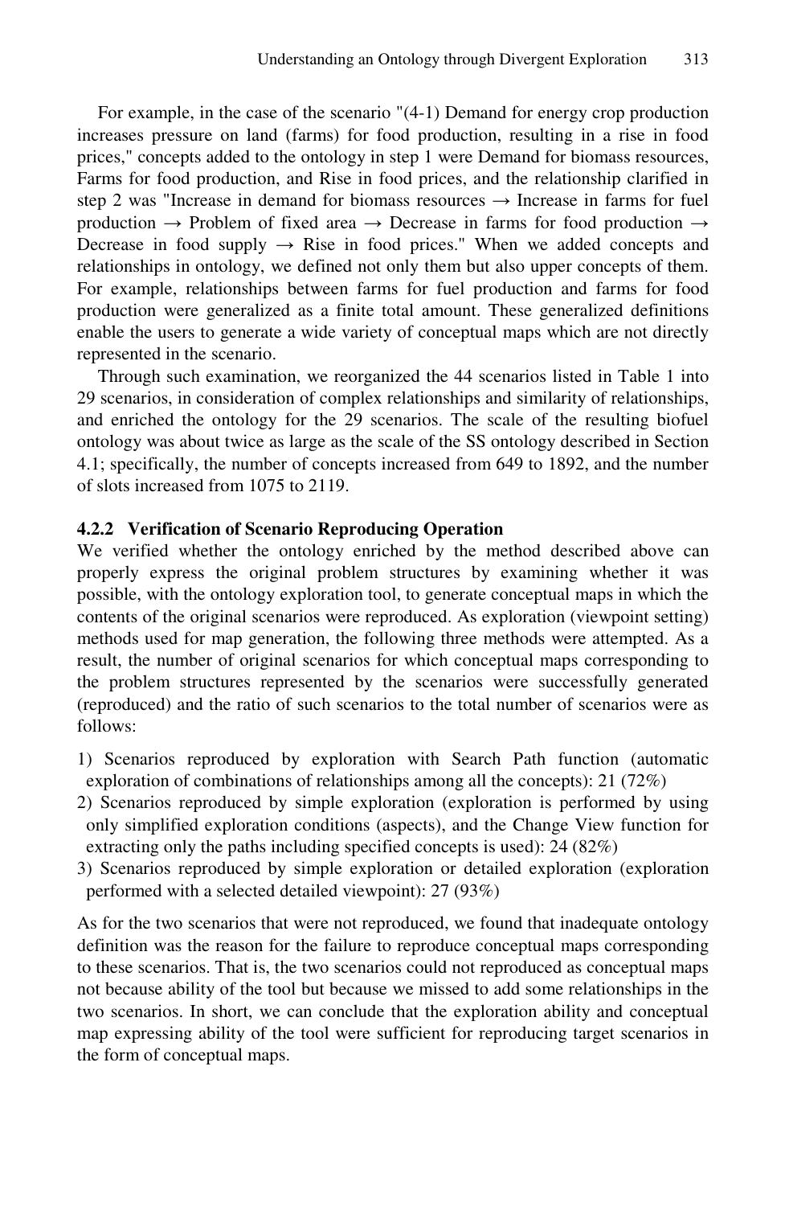For example, in the case of the scenario "(4-1) Demand for energy crop production increases pressure on land (farms) for food production, resulting in a rise in food prices," concepts added to the ontology in step 1 were Demand for biomass resources, Farms for food production, and Rise in food prices, and the relationship clarified in step 2 was "Increase in demand for biomass resources → Increase in farms for fuel production → Problem of fixed area → Decrease in farms for food production → Decrease in food supply → Rise in food prices." When we added concepts and relationships in ontology, we defined not only them but also upper concepts of them. For example, relationships between farms for fuel production and farms for food production were generalized as a finite total amount. These generalized definitions enable the users to generate a wide variety of conceptual maps which are not directly represented in the scenario.

Through such examination, we reorganized the 44 scenarios listed in Table 1 into 29 scenarios, in consideration of complex relationships and similarity of relationships, and enriched the ontology for the 29 scenarios. The scale of the resulting biofuel ontology was about twice as large as the scale of the SS ontology described in Section 4.1; specifically, the number of concepts increased from 649 to 1892, and the number of slots increased from 1075 to 2119.

#### 4.2.2 Verification of Scenario Reproducing Operation

We verified whether the ontology enriched by the method described above can properly express the original problem structures by examining whether it was possible, with the ontology exploration tool, to generate conceptual maps in which the contents of the original scenarios were reproduced. As exploration (viewpoint setting) methods used for map generation, the following three methods were attempted. As a result, the number of original scenarios for which conceptual maps corresponding to the problem structures represented by the scenarios were successfully generated (reproduced) and the ratio of such scenarios to the total number of scenarios were as follows:

1) Scenarios reproduced by exploration with Search Path function (automatic exploration of combinations of relationships among all the concepts): 21 (72%)
2) Scenarios reproduced by simple exploration (exploration is performed by using only simplified exploration conditions (aspects), and the Change View function for extracting only the paths including specified concepts is used): 24 (82%)
3) Scenarios reproduced by simple exploration or detailed exploration (exploration performed with a selected detailed viewpoint): 27 (93%)

As for the two scenarios that were not reproduced, we found that inadequate ontology definition was the reason for the failure to reproduce conceptual maps corresponding to these scenarios. That is, the two scenarios could not reproduced as conceptual maps not because ability of the tool but because we missed to add some relationships in the two scenarios. In short, we can conclude that the exploration ability and conceptual map expressing ability of the tool were sufficient for reproducing target scenarios in the form of conceptual maps.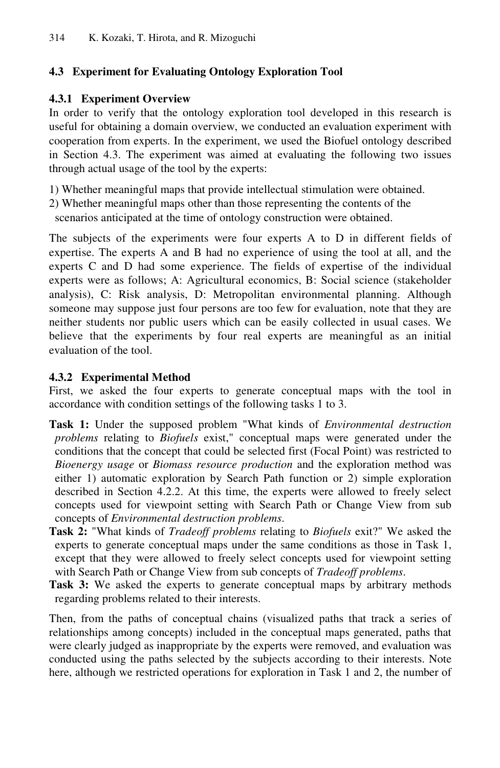### 4.3 Experiment for Evaluating Ontology Exploration Tool

#### 4.3.1 Experiment Overview

In order to verify that the ontology exploration tool developed in this research is useful for obtaining a domain overview, we conducted an evaluation experiment with cooperation from experts. In the experiment, we used the Biofuel ontology described in Section 4.3. The experiment was aimed at evaluating the following two issues through actual usage of the tool by the experts:

1) Whether meaningful maps that provide intellectual stimulation were obtained.
2) Whether meaningful maps other than those representing the contents of the scenarios anticipated at the time of ontology construction were obtained.

The subjects of the experiments were four experts A to D in different fields of expertise. The experts A and B had no experience of using the tool at all, and the experts C and D had some experience. The fields of expertise of the individual experts were as follows; A: Agricultural economics, B: Social science (stakeholder analysis), C: Risk analysis, D: Metropolitan environmental planning. Although someone may suppose just four persons are too few for evaluation, note that they are neither students nor public users which can be easily collected in usual cases. We believe that the experiments by four real experts are meaningful as an initial evaluation of the tool.

#### 4.3.2 Experimental Method

First, we asked the four experts to generate conceptual maps with the tool in accordance with condition settings of the following tasks 1 to 3.

**Task 1:** Under the supposed problem "What kinds of *Environmental destruction problems* relating to *Biofuels* exist," conceptual maps were generated under the conditions that the concept that could be selected first (Focal Point) was restricted to *Bioenergy usage* or *Biomass resource production* and the exploration method was either 1) automatic exploration by Search Path function or 2) simple exploration described in Section 4.2.2. At this time, the experts were allowed to freely select concepts used for viewpoint setting with Search Path or Change View from sub concepts of *Environmental destruction problems*.

**Task 2:** "What kinds of *Tradeoff problems* relating to *Biofuels* exit?" We asked the experts to generate conceptual maps under the same conditions as those in Task 1, except that they were allowed to freely select concepts used for viewpoint setting with Search Path or Change View from sub concepts of *Tradeoff problems*.

**Task 3:** We asked the experts to generate conceptual maps by arbitrary methods regarding problems related to their interests.

Then, from the paths of conceptual chains (visualized paths that track a series of relationships among concepts) included in the conceptual maps generated, paths that were clearly judged as inappropriate by the experts were removed, and evaluation was conducted using the paths selected by the subjects according to their interests. Note here, although we restricted operations for exploration in Task 1 and 2, the number of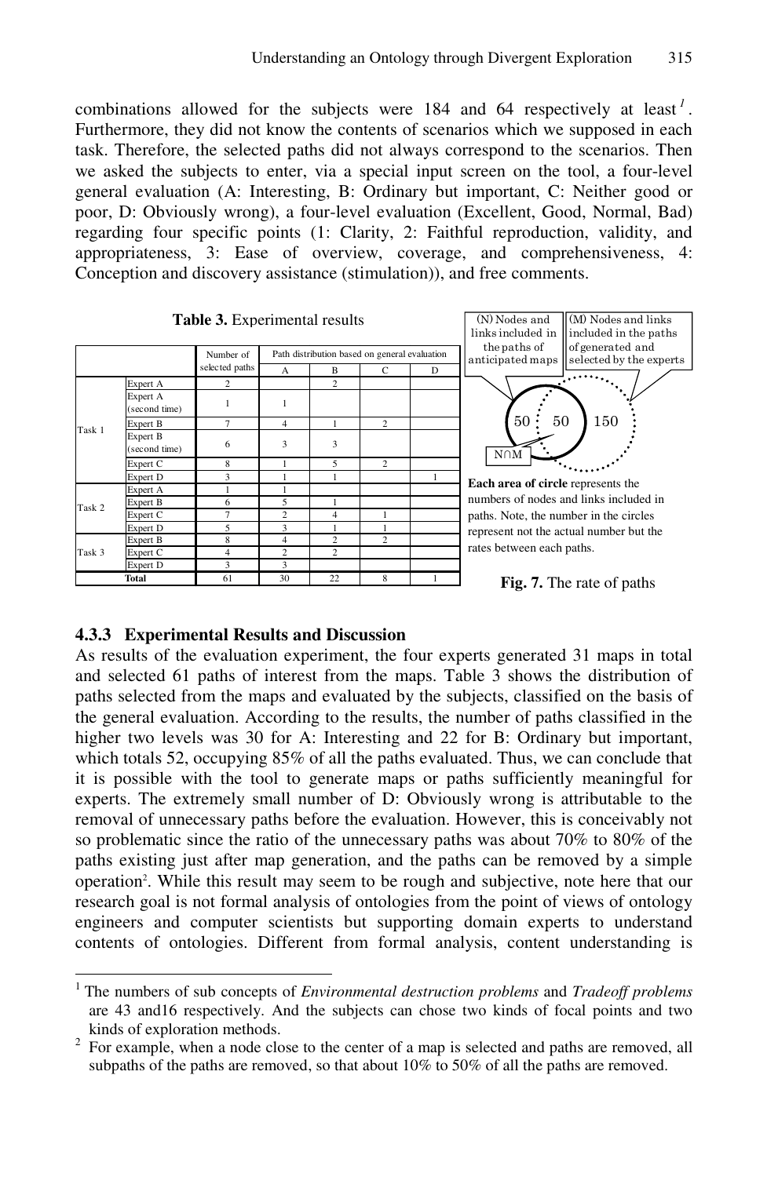combinations allowed for the subjects were 184 and 64 respectively at least[1]. Furthermore, they did not know the contents of scenarios which we supposed in each task. Therefore, the selected paths did not always correspond to the scenarios. Then we asked the subjects to enter, via a special input screen on the tool, a four-level general evaluation (A: Interesting, B: Ordinary but important, C: Neither good or poor, D: Obviously wrong), a four-level evaluation (Excellent, Good, Normal, Bad) regarding four specific points (1: Clarity, 2: Faithful reproduction, validity, and appropriateness, 3: Ease of overview, coverage, and comprehensiveness, 4: Conception and discovery assistance (stimulation)), and free comments.

**Table 3.** Experimental results

| | | Number of selected paths | Path distribution based on general evaluation | | | |
|---|---|---|---|---|---|---|
| | | | A | B | C | D |
| Task 1 | Expert A | 2 | | 2 | | |
| | Expert A (second time) | 1 | 1 | | | |
| | Expert B | 7 | 4 | 1 | 2 | |
| | Expert B (second time) | 6 | 3 | 3 | | |
| | Expert C | 8 | 1 | 5 | 2 | |
| | Expert D | 3 | 1 | 1 | | 1 |
| Task 2 | Expert A | 1 | 1 | | | |
| | Expert B | 6 | 5 | 1 | | |
| | Expert C | 7 | 2 | 4 | 1 | |
| | Expert D | 5 | 3 | 1 | 1 | |
| Task 3 | Expert B | 8 | 4 | 2 | 2 | |
| | Expert C | 4 | 2 | 2 | | |
| | Expert D | 3 | 3 | | | |
| Total | | 61 | 30 | 22 | 8 | 1 |

(N) Nodes and links included in the paths of anticipated maps

(M) Nodes and links included in the paths of generated and selected by the experts

50 50 150

N∩M

**Each area of circle** represents the numbers of nodes and links included in paths. Note, the number in the circles represent not the actual number but the rates between each paths.

**Fig. 7.** The rate of paths

### 4.3.3 Experimental Results and Discussion

As results of the evaluation experiment, the four experts generated 31 maps in total and selected 61 paths of interest from the maps. Table 3 shows the distribution of paths selected from the maps and evaluated by the subjects, classified on the basis of the general evaluation. According to the results, the number of paths classified in the higher two levels was 30 for A: Interesting and 22 for B: Ordinary but important, which totals 52, occupying 85% of all the paths evaluated. Thus, we can conclude that it is possible with the tool to generate maps or paths sufficiently meaningful for experts. The extremely small number of D: Obviously wrong is attributable to the removal of unnecessary paths before the evaluation. However, this is conceivably not so problematic since the ratio of the unnecessary paths was about 70% to 80% of the paths existing just after map generation, and the paths can be removed by a simple operation[2]. While this result may seem to be rough and subjective, note here that our research goal is not formal analysis of ontologies from the point of views of ontology engineers and computer scientists but supporting domain experts to understand contents of ontologies. Different from formal analysis, content understanding is

---

[1] The numbers of sub concepts of *Environmental destruction problems* and *Tradeoff problems* are 43 and16 respectively. And the subjects can chose two kinds of focal points and two kinds of exploration methods.

[2] For example, when a node close to the center of a map is selected and paths are removed, all subpaths of the paths are removed, so that about 10% to 50% of all the paths are removed.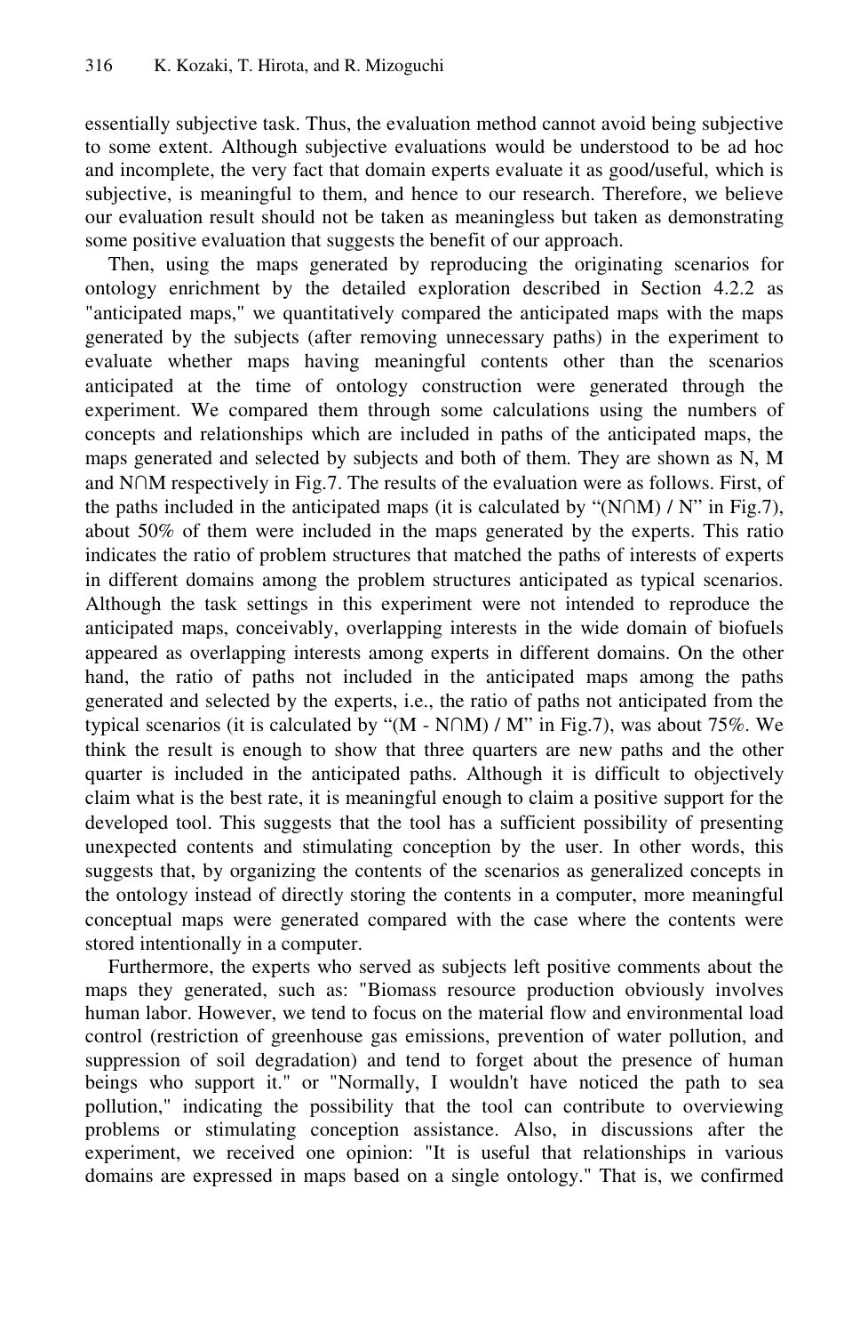essentially subjective task. Thus, the evaluation method cannot avoid being subjective to some extent. Although subjective evaluations would be understood to be ad hoc and incomplete, the very fact that domain experts evaluate it as good/useful, which is subjective, is meaningful to them, and hence to our research. Therefore, we believe our evaluation result should not be taken as meaningless but taken as demonstrating some positive evaluation that suggests the benefit of our approach.

Then, using the maps generated by reproducing the originating scenarios for ontology enrichment by the detailed exploration described in Section 4.2.2 as "anticipated maps," we quantitatively compared the anticipated maps with the maps generated by the subjects (after removing unnecessary paths) in the experiment to evaluate whether maps having meaningful contents other than the scenarios anticipated at the time of ontology construction were generated through the experiment. We compared them through some calculations using the numbers of concepts and relationships which are included in paths of the anticipated maps, the maps generated and selected by subjects and both of them. They are shown as N, M and N∩M respectively in Fig.7. The results of the evaluation were as follows. First, of the paths included in the anticipated maps (it is calculated by "(N∩M) / N" in Fig.7), about 50% of them were included in the maps generated by the experts. This ratio indicates the ratio of problem structures that matched the paths of interests of experts in different domains among the problem structures anticipated as typical scenarios. Although the task settings in this experiment were not intended to reproduce the anticipated maps, conceivably, overlapping interests in the wide domain of biofuels appeared as overlapping interests among experts in different domains. On the other hand, the ratio of paths not included in the anticipated maps among the paths generated and selected by the experts, i.e., the ratio of paths not anticipated from the typical scenarios (it is calculated by "(M - N∩M) / M" in Fig.7), was about 75%. We think the result is enough to show that three quarters are new paths and the other quarter is included in the anticipated paths. Although it is difficult to objectively claim what is the best rate, it is meaningful enough to claim a positive support for the developed tool. This suggests that the tool has a sufficient possibility of presenting unexpected contents and stimulating conception by the user. In other words, this suggests that, by organizing the contents of the scenarios as generalized concepts in the ontology instead of directly storing the contents in a computer, more meaningful conceptual maps were generated compared with the case where the contents were stored intentionally in a computer.

Furthermore, the experts who served as subjects left positive comments about the maps they generated, such as: "Biomass resource production obviously involves human labor. However, we tend to focus on the material flow and environmental load control (restriction of greenhouse gas emissions, prevention of water pollution, and suppression of soil degradation) and tend to forget about the presence of human beings who support it." or "Normally, I wouldn't have noticed the path to sea pollution," indicating the possibility that the tool can contribute to overviewing problems or stimulating conception assistance. Also, in discussions after the experiment, we received one opinion: "It is useful that relationships in various domains are expressed in maps based on a single ontology." That is, we confirmed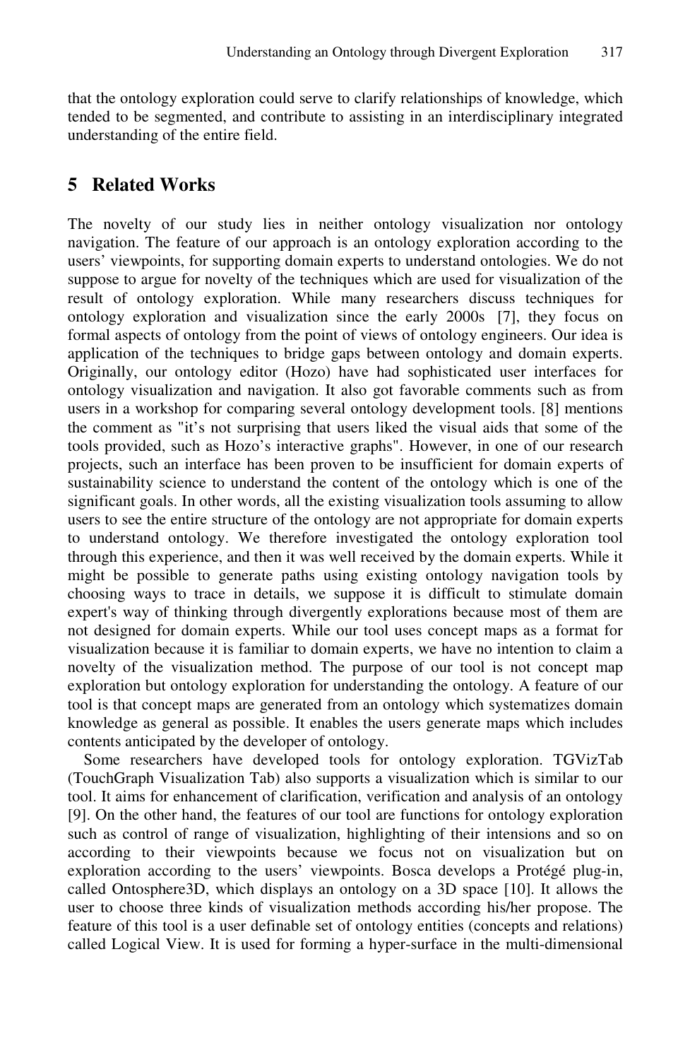that the ontology exploration could serve to clarify relationships of knowledge, which tended to be segmented, and contribute to assisting in an interdisciplinary integrated understanding of the entire field.

## 5 Related Works

The novelty of our study lies in neither ontology visualization nor ontology navigation. The feature of our approach is an ontology exploration according to the users' viewpoints, for supporting domain experts to understand ontologies. We do not suppose to argue for novelty of the techniques which are used for visualization of the result of ontology exploration. While many researchers discuss techniques for ontology exploration and visualization since the early 2000s [7], they focus on formal aspects of ontology from the point of views of ontology engineers. Our idea is application of the techniques to bridge gaps between ontology and domain experts. Originally, our ontology editor (Hozo) have had sophisticated user interfaces for ontology visualization and navigation. It also got favorable comments such as from users in a workshop for comparing several ontology development tools. [8] mentions the comment as "it's not surprising that users liked the visual aids that some of the tools provided, such as Hozo's interactive graphs". However, in one of our research projects, such an interface has been proven to be insufficient for domain experts of sustainability science to understand the content of the ontology which is one of the significant goals. In other words, all the existing visualization tools assuming to allow users to see the entire structure of the ontology are not appropriate for domain experts to understand ontology. We therefore investigated the ontology exploration tool through this experience, and then it was well received by the domain experts. While it might be possible to generate paths using existing ontology navigation tools by choosing ways to trace in details, we suppose it is difficult to stimulate domain expert's way of thinking through divergently explorations because most of them are not designed for domain experts. While our tool uses concept maps as a format for visualization because it is familiar to domain experts, we have no intention to claim a novelty of the visualization method. The purpose of our tool is not concept map exploration but ontology exploration for understanding the ontology. A feature of our tool is that concept maps are generated from an ontology which systematizes domain knowledge as general as possible. It enables the users generate maps which includes contents anticipated by the developer of ontology.

Some researchers have developed tools for ontology exploration. TGVizTab (TouchGraph Visualization Tab) also supports a visualization which is similar to our tool. It aims for enhancement of clarification, verification and analysis of an ontology [9]. On the other hand, the features of our tool are functions for ontology exploration such as control of range of visualization, highlighting of their intensions and so on according to their viewpoints because we focus not on visualization but on exploration according to the users' viewpoints. Bosca develops a Protégé plug-in, called Ontosphere3D, which displays an ontology on a 3D space [10]. It allows the user to choose three kinds of visualization methods according his/her propose. The feature of this tool is a user definable set of ontology entities (concepts and relations) called Logical View. It is used for forming a hyper-surface in the multi-dimensional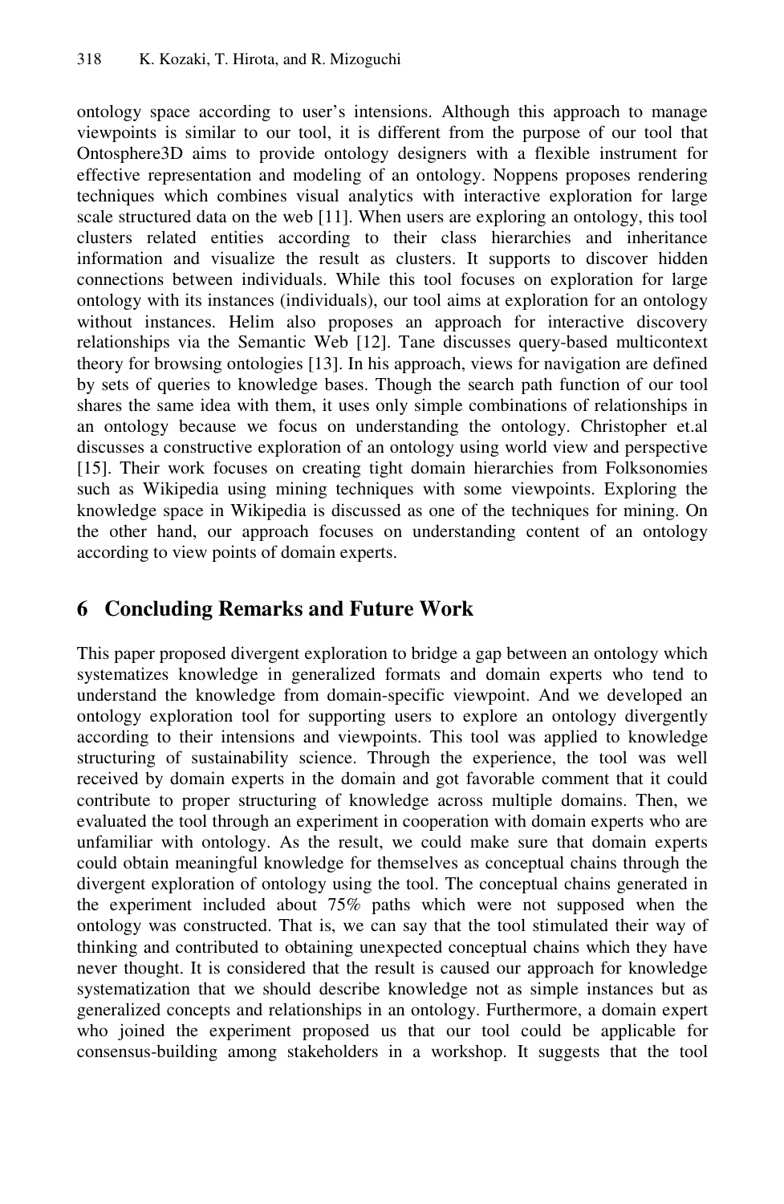ontology space according to user's intensions. Although this approach to manage viewpoints is similar to our tool, it is different from the purpose of our tool that Ontosphere3D aims to provide ontology designers with a flexible instrument for effective representation and modeling of an ontology. Noppens proposes rendering techniques which combines visual analytics with interactive exploration for large scale structured data on the web [11]. When users are exploring an ontology, this tool clusters related entities according to their class hierarchies and inheritance information and visualize the result as clusters. It supports to discover hidden connections between individuals. While this tool focuses on exploration for large ontology with its instances (individuals), our tool aims at exploration for an ontology without instances. Helim also proposes an approach for interactive discovery relationships via the Semantic Web [12]. Tane discusses query-based multicontext theory for browsing ontologies [13]. In his approach, views for navigation are defined by sets of queries to knowledge bases. Though the search path function of our tool shares the same idea with them, it uses only simple combinations of relationships in an ontology because we focus on understanding the ontology. Christopher et.al discusses a constructive exploration of an ontology using world view and perspective [15]. Their work focuses on creating tight domain hierarchies from Folksonomies such as Wikipedia using mining techniques with some viewpoints. Exploring the knowledge space in Wikipedia is discussed as one of the techniques for mining. On the other hand, our approach focuses on understanding content of an ontology according to view points of domain experts.

## 6 Concluding Remarks and Future Work

This paper proposed divergent exploration to bridge a gap between an ontology which systematizes knowledge in generalized formats and domain experts who tend to understand the knowledge from domain-specific viewpoint. And we developed an ontology exploration tool for supporting users to explore an ontology divergently according to their intensions and viewpoints. This tool was applied to knowledge structuring of sustainability science. Through the experience, the tool was well received by domain experts in the domain and got favorable comment that it could contribute to proper structuring of knowledge across multiple domains. Then, we evaluated the tool through an experiment in cooperation with domain experts who are unfamiliar with ontology. As the result, we could make sure that domain experts could obtain meaningful knowledge for themselves as conceptual chains through the divergent exploration of ontology using the tool. The conceptual chains generated in the experiment included about 75% paths which were not supposed when the ontology was constructed. That is, we can say that the tool stimulated their way of thinking and contributed to obtaining unexpected conceptual chains which they have never thought. It is considered that the result is caused our approach for knowledge systematization that we should describe knowledge not as simple instances but as generalized concepts and relationships in an ontology. Furthermore, a domain expert who joined the experiment proposed us that our tool could be applicable for consensus-building among stakeholders in a workshop. It suggests that the tool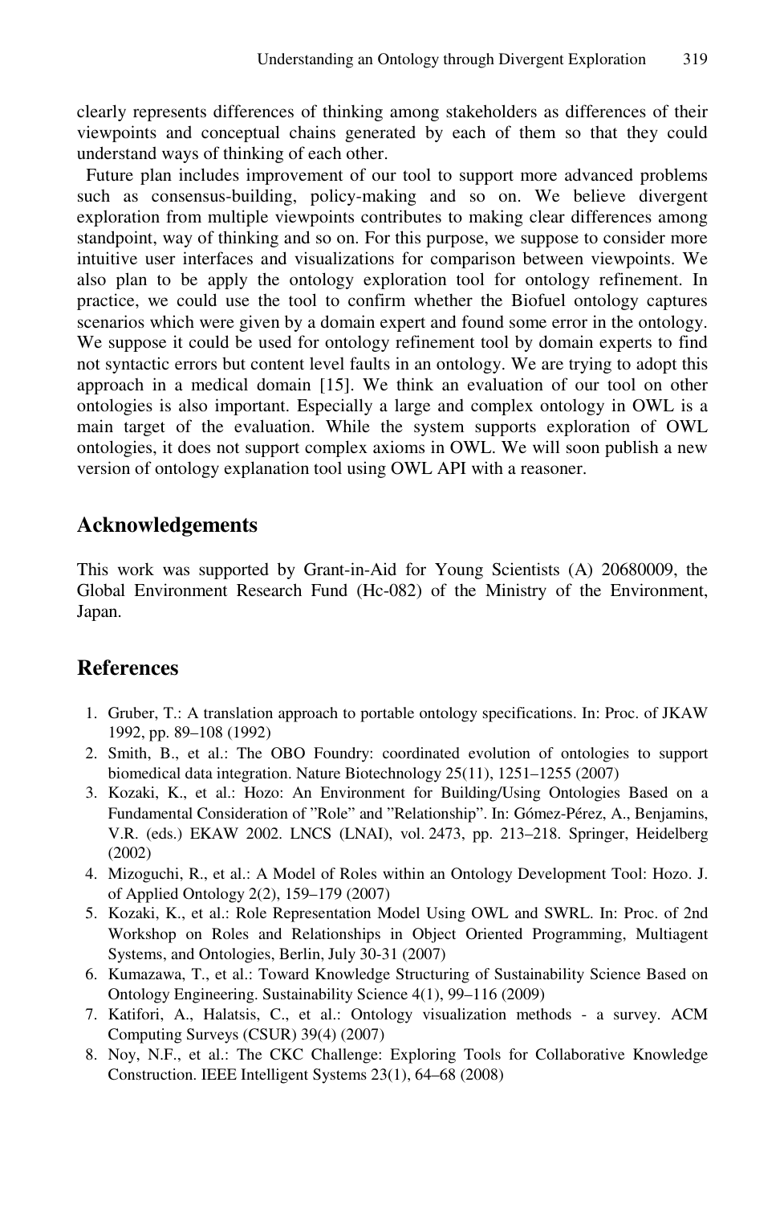clearly represents differences of thinking among stakeholders as differences of their viewpoints and conceptual chains generated by each of them so that they could understand ways of thinking of each other.

Future plan includes improvement of our tool to support more advanced problems such as consensus-building, policy-making and so on. We believe divergent exploration from multiple viewpoints contributes to making clear differences among standpoint, way of thinking and so on. For this purpose, we suppose to consider more intuitive user interfaces and visualizations for comparison between viewpoints. We also plan to be apply the ontology exploration tool for ontology refinement. In practice, we could use the tool to confirm whether the Biofuel ontology captures scenarios which were given by a domain expert and found some error in the ontology. We suppose it could be used for ontology refinement tool by domain experts to find not syntactic errors but content level faults in an ontology. We are trying to adopt this approach in a medical domain [15]. We think an evaluation of our tool on other ontologies is also important. Especially a large and complex ontology in OWL is a main target of the evaluation. While the system supports exploration of OWL ontologies, it does not support complex axioms in OWL. We will soon publish a new version of ontology explanation tool using OWL API with a reasoner.

## Acknowledgements

This work was supported by Grant-in-Aid for Young Scientists (A) 20680009, the Global Environment Research Fund (Hc-082) of the Ministry of the Environment, Japan.

## References

1. Gruber, T.: A translation approach to portable ontology specifications. In: Proc. of JKAW 1992, pp. 89–108 (1992)
2. Smith, B., et al.: The OBO Foundry: coordinated evolution of ontologies to support biomedical data integration. Nature Biotechnology 25(11), 1251–1255 (2007)
3. Kozaki, K., et al.: Hozo: An Environment for Building/Using Ontologies Based on a Fundamental Consideration of "Role" and "Relationship". In: Gómez-Pérez, A., Benjamins, V.R. (eds.) EKAW 2002. LNCS (LNAI), vol. 2473, pp. 213–218. Springer, Heidelberg (2002)
4. Mizoguchi, R., et al.: A Model of Roles within an Ontology Development Tool: Hozo. J. of Applied Ontology 2(2), 159–179 (2007)
5. Kozaki, K., et al.: Role Representation Model Using OWL and SWRL. In: Proc. of 2nd Workshop on Roles and Relationships in Object Oriented Programming, Multiagent Systems, and Ontologies, Berlin, July 30-31 (2007)
6. Kumazawa, T., et al.: Toward Knowledge Structuring of Sustainability Science Based on Ontology Engineering. Sustainability Science 4(1), 99–116 (2009)
7. Katifori, A., Halatsis, C., et al.: Ontology visualization methods - a survey. ACM Computing Surveys (CSUR) 39(4) (2007)
8. Noy, N.F., et al.: The CKC Challenge: Exploring Tools for Collaborative Knowledge Construction. IEEE Intelligent Systems 23(1), 64–68 (2008)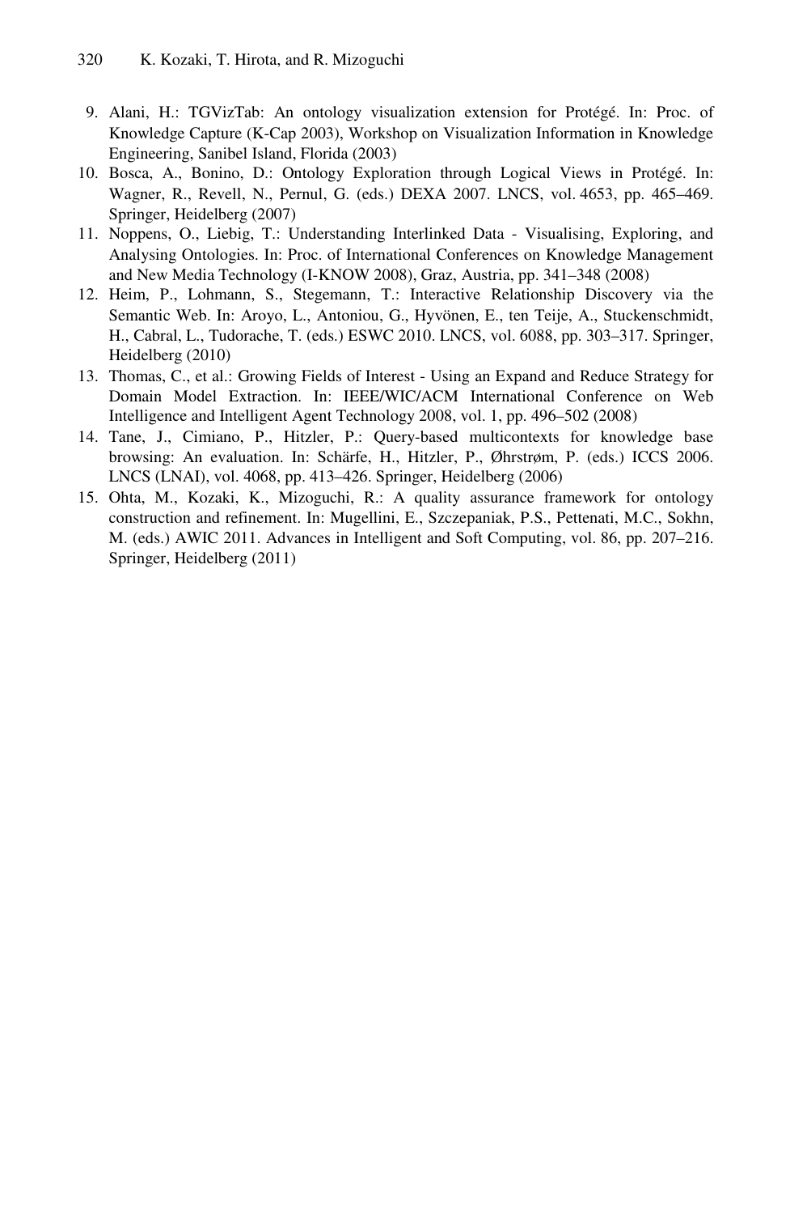9. Alani, H.: TGVizTab: An ontology visualization extension for Protégé. In: Proc. of Knowledge Capture (K-Cap 2003), Workshop on Visualization Information in Knowledge Engineering, Sanibel Island, Florida (2003)
10. Bosca, A., Bonino, D.: Ontology Exploration through Logical Views in Protégé. In: Wagner, R., Revell, N., Pernul, G. (eds.) DEXA 2007. LNCS, vol. 4653, pp. 465–469. Springer, Heidelberg (2007)
11. Noppens, O., Liebig, T.: Understanding Interlinked Data - Visualising, Exploring, and Analysing Ontologies. In: Proc. of International Conferences on Knowledge Management and New Media Technology (I-KNOW 2008), Graz, Austria, pp. 341–348 (2008)
12. Heim, P., Lohmann, S., Stegemann, T.: Interactive Relationship Discovery via the Semantic Web. In: Aroyo, L., Antoniou, G., Hyvönen, E., ten Teije, A., Stuckenschmidt, H., Cabral, L., Tudorache, T. (eds.) ESWC 2010. LNCS, vol. 6088, pp. 303–317. Springer, Heidelberg (2010)
13. Thomas, C., et al.: Growing Fields of Interest - Using an Expand and Reduce Strategy for Domain Model Extraction. In: IEEE/WIC/ACM International Conference on Web Intelligence and Intelligent Agent Technology 2008, vol. 1, pp. 496–502 (2008)
14. Tane, J., Cimiano, P., Hitzler, P.: Query-based multicontexts for knowledge base browsing: An evaluation. In: Schärfe, H., Hitzler, P., Øhrstrøm, P. (eds.) ICCS 2006. LNCS (LNAI), vol. 4068, pp. 413–426. Springer, Heidelberg (2006)
15. Ohta, M., Kozaki, K., Mizoguchi, R.: A quality assurance framework for ontology construction and refinement. In: Mugellini, E., Szczepaniak, P.S., Pettenati, M.C., Sokhn, M. (eds.) AWIC 2011. Advances in Intelligent and Soft Computing, vol. 86, pp. 207–216. Springer, Heidelberg (2011)